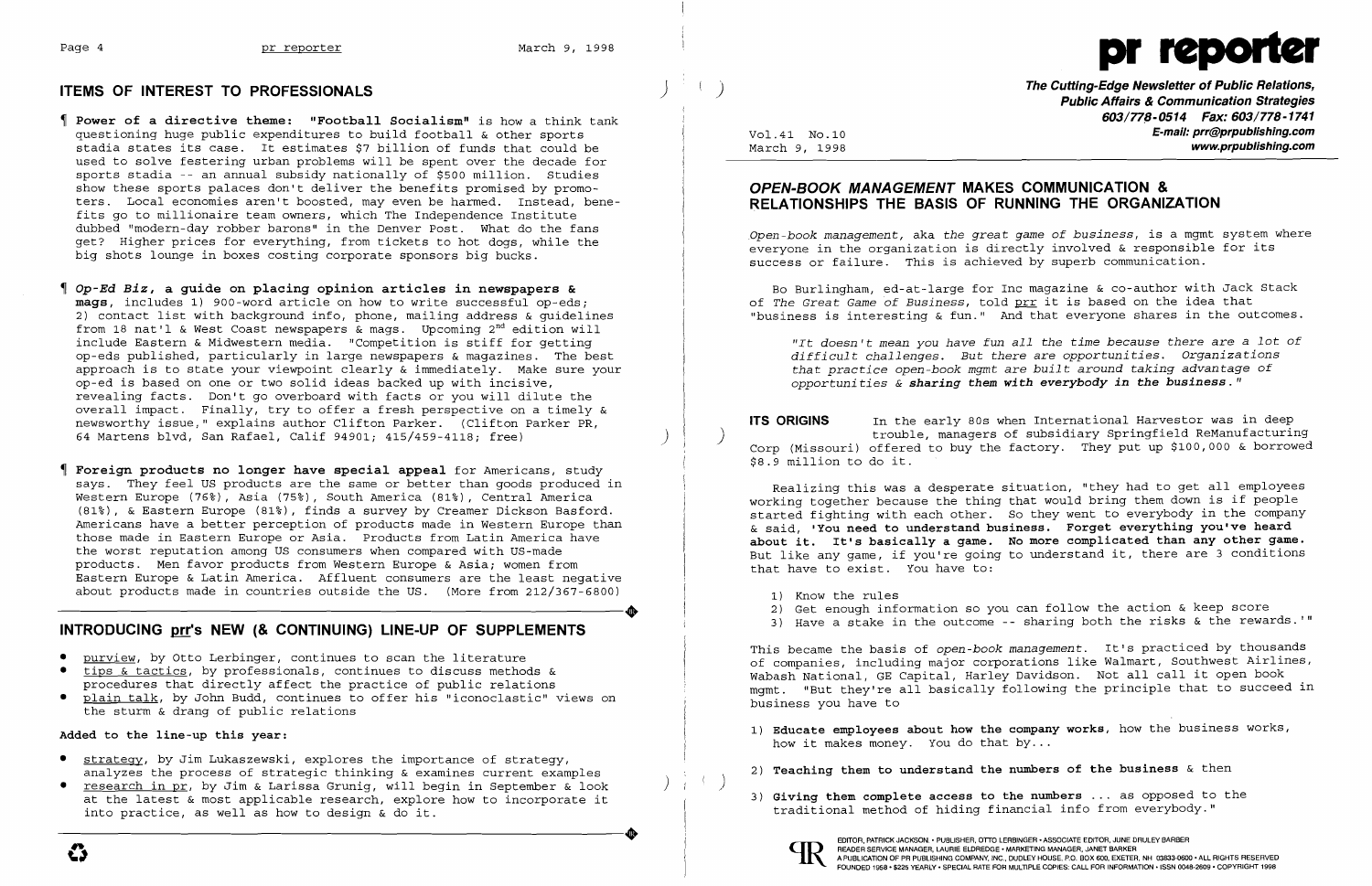## ITEMS OF INTEREST TO PROFESSIONALS

¶ **Power of a directive theme: "Football Socialism"** is how a think tank questioning huge public expenditures to build football & other sports stadia states its case. It estimates $7 billion of funds that could be used to solve festering urban problems will be spent over the decade for sports stadia -- an annual subsidy nationally of $500 million. Studies show these sports palaces don't deliver the benefits promised by promoters. Local economies aren't boosted, may even be harmed. Instead, benefits go to millionaire team owners, which The Independence Institute dubbed "modern-day robber barons" in the Denver Post. What do the fans get? Higher prices for everything, from tickets to hot dogs, while the big shots lounge in boxes costing corporate sponsors big bucks.

¶ ***Op-Ed Biz*, a guide on placing opinion articles in newspapers & mags**, includes 1) 900-word article on how to write successful op-eds; 2) contact list with background info, phone, mailing address & guidelines from 18 nat'l & West Coast newspapers & mags. Upcoming 2nd edition will include Eastern & Midwestern media. "Competition is stiff for getting op-eds published, particularly in large newspapers & magazines. The best approach is to state your viewpoint clearly & immediately. Make sure your op-ed is based on one or two solid ideas backed up with incisive, revealing facts. Don't go overboard with facts or you will dilute the overall impact. Finally, try to offer a fresh perspective on a timely & newsworthy issue," explains author Clifton Parker. (Clifton Parker PR, 64 Martens blvd, San Rafael, Calif 94901; 415/459-4118; free)

¶ **Foreign products no longer have special appeal** for Americans, study says. They feel US products are the same or better than goods produced in Western Europe (76%), Asia (75%), South America (81%), Central America (81%), & Eastern Europe (81%), finds a survey by Creamer Dickson Basford. Americans have a better perception of products made in Western Europe than those made in Eastern Europe or Asia. Products from Latin America have the worst reputation among US consumers when compared with US-made products. Men favor products from Western Europe & Asia; women from Eastern Europe & Latin America. Affluent consumers are the least negative about products made in countries outside the US. (More from 212/367-6800)

## INTRODUCING prr's NEW (& CONTINUING) LINE-UP OF SUPPLEMENTS

- purview, by Otto Lerbinger, continues to scan the literature
- tips & tactics, by professionals, continues to discuss methods & procedures that directly affect the practice of public relations
- plain talk, by John Budd, continues to offer his "iconoclastic" views on the sturm & drang of public relations

**Added to the line-up this year:**

- strategy, by Jim Lukaszewski, explores the importance of strategy, analyzes the process of strategic thinking & examines current examples
- research in pr, by Jim & Larissa Grunig, will begin in September & look at the latest & most applicable research, explore how to incorporate it into practice, as well as how to design & do it.

# pr reporter

***The Cutting-Edge Newsletter of Public Relations, Public Affairs & Communication Strategies***
***603/778-0514 Fax: 603/778-1741***
***E-mail: prr@prpublishing.com***
***www.prpublishing.com***

Vol.41 No.10
March 9, 1998

## *OPEN-BOOK MANAGEMENT* MAKES COMMUNICATION & RELATIONSHIPS THE BASIS OF RUNNING THE ORGANIZATION

*Open-book management*, aka *the great game of business*, is a mgmt system where everyone in the organization is directly involved & responsible for its success or failure. This is achieved by superb communication.

Bo Burlingham, ed-at-large for Inc magazine & co-author with Jack Stack of *The Great Game of Business*, told prr it is based on the idea that "business is interesting & fun." And that everyone shares in the outcomes.

> *"It doesn't mean you have fun all the time because there are a lot of difficult challenges. But there are opportunities. Organizations that practice open-book mgmt are built around taking advantage of opportunities & **sharing them with everybody in the business**."*

**ITS ORIGINS** In the early 80s when International Harvestor was in deep trouble, managers of subsidiary Springfield ReManufacturing Corp (Missouri) offered to buy the factory. They put up $100,000 & borrowed $8.9 million to do it.

Realizing this was a desperate situation, "they had to get all employees working together because the thing that would bring them down is if people started fighting with each other. So they went to everybody in the company & said, **'You need to understand business. Forget everything you've heard about it. It's basically a game. No more complicated than any other game.** But like any game, if you're going to understand it, there are 3 conditions that have to exist. You have to:

1) Know the rules
2) Get enough information so you can follow the action & keep score
3) Have a stake in the outcome -- sharing both the risks & the rewards.'"

This became the basis of *open-book management*. It's practiced by thousands of companies, including major corporations like Walmart, Southwest Airlines, Wabash National, GE Capital, Harley Davidson. Not all call it open book mgmt. "But they're all basically following the principle that to succeed in business you have to

1) **Educate employees about how the company works**, how the business works, how it makes money. You do that by...

2) **Teaching them to understand the numbers of the business** & then

3) **Giving them complete access to the numbers** ... as opposed to the traditional method of hiding financial info from everybody."

EDITOR, PATRICK JACKSON • PUBLISHER, OTTO LERBINGER • ASSOCIATE EDITOR, JUNE DRULEY BARBER
READER SERVICE MANAGER, LAURIE ELDREDGE • MARKETING MANAGER, JANET BARKER
A PUBLICATION OF PR PUBLISHING COMPANY, INC., DUDLEY HOUSE, P.O. BOX 600, EXETER, NH 03833-0600 • ALL RIGHTS RESERVED
FOUNDED 1958 • $225 YEARLY • SPECIAL RATE FOR MULTIPLE COPIES: CALL FOR INFORMATION • ISSN 0048-2609 • COPYRIGHT 1998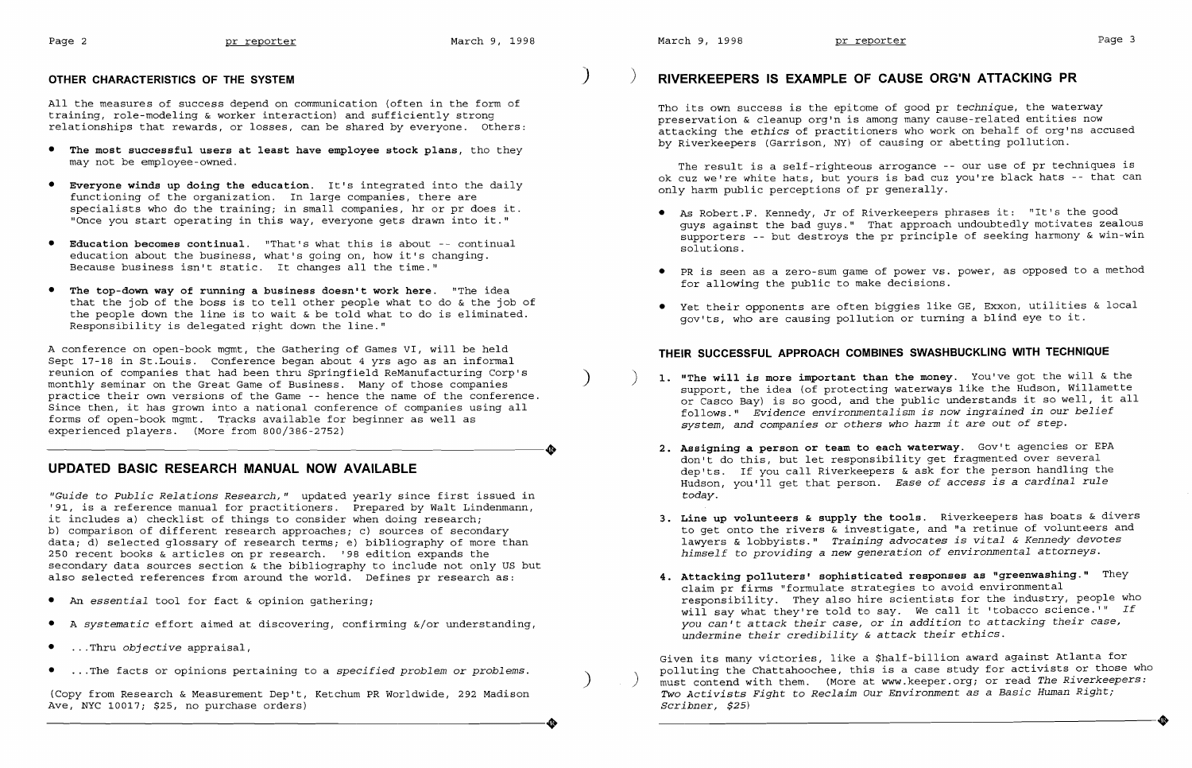## OTHER CHARACTERISTICS OF THE SYSTEM

All the measures of success depend on communication (often in the form of training, role-modeling & worker interaction) and sufficiently strong relationships that rewards, or losses, can be shared by everyone. Others:

- **The most successful users at least have employee stock plans**, tho they may not be employee-owned.
- **Everyone winds up doing the education.** It's integrated into the daily functioning of the organization. In large companies, there are specialists who do the training; in small companies, hr or pr does it. "Once you start operating in this way, everyone gets drawn into it."
- **Education becomes continual.** "That's what this is about -- continual education about the business, what's going on, how it's changing. Because business isn't static. It changes all the time."
- **The top-down way of running a business doesn't work here.** "The idea that the job of the boss is to tell other people what to do & the job of the people down the line is to wait & be told what to do is eliminated. Responsibility is delegated right down the line."

A conference on open-book mgmt, the Gathering of Games VI, will be held Sept 17-18 in St.Louis. Conference began about 4 yrs ago as an informal reunion of companies that had been thru Springfield ReManufacturing Corp's monthly seminar on the Great Game of Business. Many of those companies practice their own versions of the Game -- hence the name of the conference. Since then, it has grown into a national conference of companies using all forms of open-book mgmt. Tracks available for beginner as well as experienced players. (More from 800/386-2752)

## UPDATED BASIC RESEARCH MANUAL NOW AVAILABLE

*"Guide to Public Relations Research,"* updated yearly since first issued in '91, is a reference manual for practitioners. Prepared by Walt Lindenmann, it includes a) checklist of things to consider when doing research; b) comparison of different research approaches; c) sources of secondary data; d) selected glossary of research terms; e) bibliography of more than 250 recent books & articles on pr research. '98 edition expands the secondary data sources section & the bibliography to include not only US but also selected references from around the world. Defines pr research as:

- An *essential* tool for fact & opinion gathering;
- A *systematic* effort aimed at discovering, confirming &/or understanding,
- ...Thru *objective* appraisal,
- ...The facts or opinions pertaining to a *specified problem or problems*.

(Copy from Research & Measurement Dep't, Ketchum PR Worldwide, 292 Madison Ave, NYC 10017; $25, no purchase orders)

## RIVERKEEPERS IS EXAMPLE OF CAUSE ORG'N ATTACKING PR

Tho its own success is the epitome of good pr *technique*, the waterway preservation & cleanup org'n is among many cause-related entities now attacking the *ethics* of practitioners who work on behalf of org'ns accused by Riverkeepers (Garrison, NY) of causing or abetting pollution.

The result is a self-righteous arrogance -- our use of pr techniques is ok cuz we're white hats, but yours is bad cuz you're black hats -- that can only harm public perceptions of pr generally.

- As Robert.F. Kennedy, Jr of Riverkeepers phrases it: "It's the good guys against the bad guys." That approach undoubtedly motivates zealous supporters -- but destroys the pr principle of seeking harmony & win-win solutions.
- PR is seen as a zero-sum game of power vs. power, as opposed to a method for allowing the public to make decisions.
- Yet their opponents are often biggies like GE, Exxon, utilities & local gov'ts, who are causing pollution or turning a blind eye to it.

### THEIR SUCCESSFUL APPROACH COMBINES SWASHBUCKLING WITH TECHNIQUE

1. **"The will is more important than the money.** You've got the will & the support, the idea (of protecting waterways like the Hudson, Willamette or Casco Bay) is so good, and the public understands it so well, it all follows." *Evidence environmentalism is now ingrained in our belief system, and companies or others who harm it are out of step.*
2. **Assigning a person or team to each waterway.** Gov't agencies or EPA don't do this, but let responsibility get fragmented over several dep'ts. If you call Riverkeepers & ask for the person handling the Hudson, you'll get that person. *Ease of access is a cardinal rule today.*
3. **Line up volunteers & supply the tools.** Riverkeepers has boats & divers to get onto the rivers & investigate, and "a retinue of volunteers and lawyers & lobbyists." *Training advocates is vital & Kennedy devotes himself to providing a new generation of environmental attorneys.*
4. **Attacking polluters' sophisticated responses as "greenwashing."** They claim pr firms "formulate strategies to avoid environmental responsibility. They also hire scientists for the industry, people who will say what they're told to say. We call it 'tobacco science.'" *If you can't attack their case, or in addition to attacking their case, undermine their credibility & attack their ethics.*

Given its many victories, like a $half-billion award against Atlanta for polluting the Chattahoochee, this is a case study for activists or those who must contend with them. (More at www.keeper.org; or read *The Riverkeepers: Two Activists Fight to Reclaim Our Environment as a Basic Human Right; Scribner, $25*)